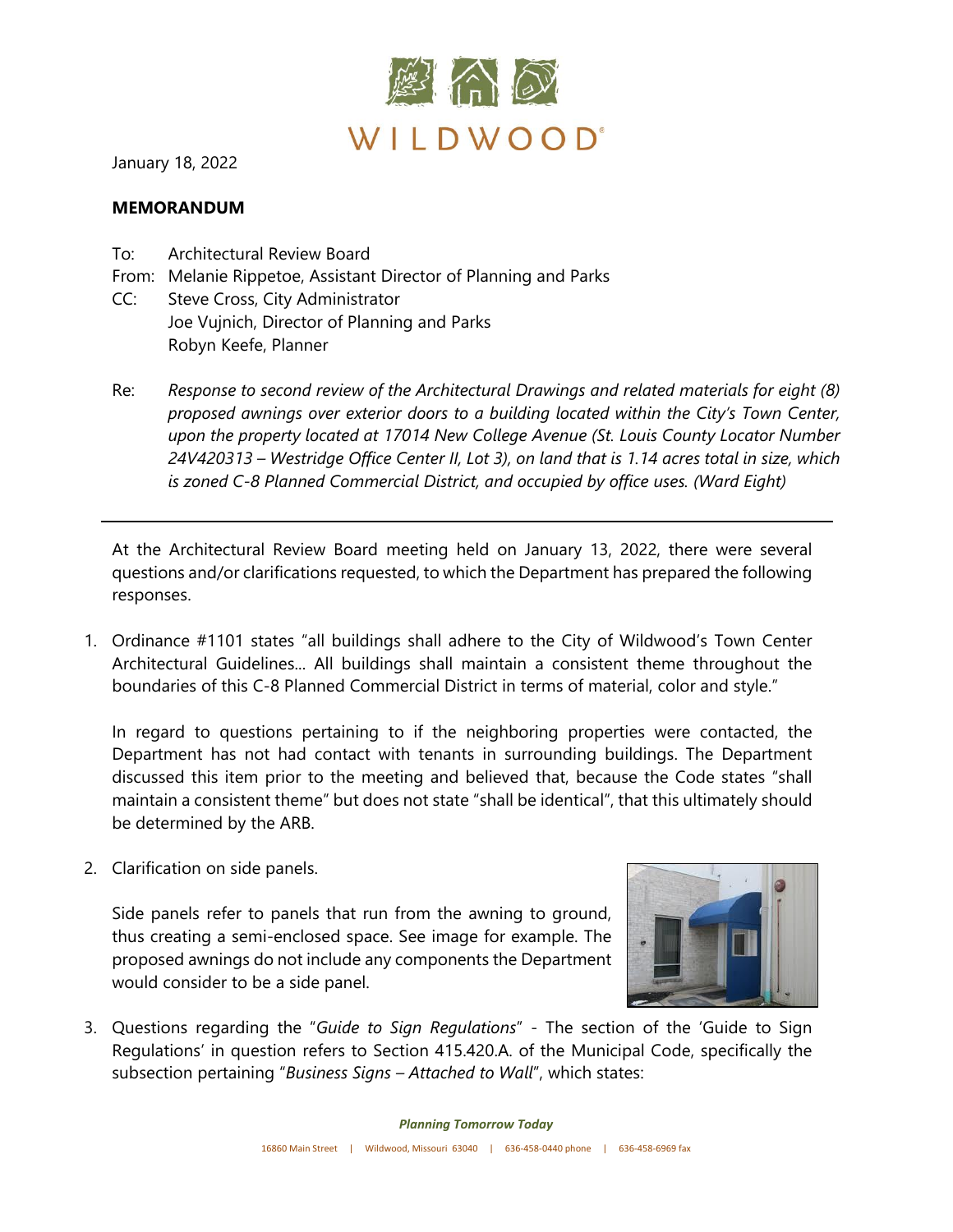WILDWOOD

January 18, 2022

**MEMORANDUM**

To: Architectural Review Board
From: Melanie Rippetoe, Assistant Director of Planning and Parks
CC: Steve Cross, City Administrator
Joe Vujnich, Director of Planning and Parks
Robyn Keefe, Planner

Re: *Response to second review of the Architectural Drawings and related materials for eight (8) proposed awnings over exterior doors to a building located within the City's Town Center, upon the property located at 17014 New College Avenue (St. Louis County Locator Number 24V420313 – Westridge Office Center II, Lot 3), on land that is 1.14 acres total in size, which is zoned C-8 Planned Commercial District, and occupied by office uses. (Ward Eight)*

---

At the Architectural Review Board meeting held on January 13, 2022, there were several questions and/or clarifications requested, to which the Department has prepared the following responses.

1. Ordinance #1101 states "all buildings shall adhere to the City of Wildwood's Town Center Architectural Guidelines… All buildings shall maintain a consistent theme throughout the boundaries of this C-8 Planned Commercial District in terms of material, color and style."

   In regard to questions pertaining to if the neighboring properties were contacted, the Department has not had contact with tenants in surrounding buildings. The Department discussed this item prior to the meeting and believed that, because the Code states "shall maintain a consistent theme" but does not state "shall be identical", that this ultimately should be determined by the ARB.

2. Clarification on side panels.

   Side panels refer to panels that run from the awning to ground, thus creating a semi-enclosed space. See image for example. The proposed awnings do not include any components the Department would consider to be a side panel.

3. Questions regarding the "*Guide to Sign Regulations*" - The section of the 'Guide to Sign Regulations' in question refers to Section 415.420.A. of the Municipal Code, specifically the subsection pertaining "*Business Signs – Attached to Wall*", which states: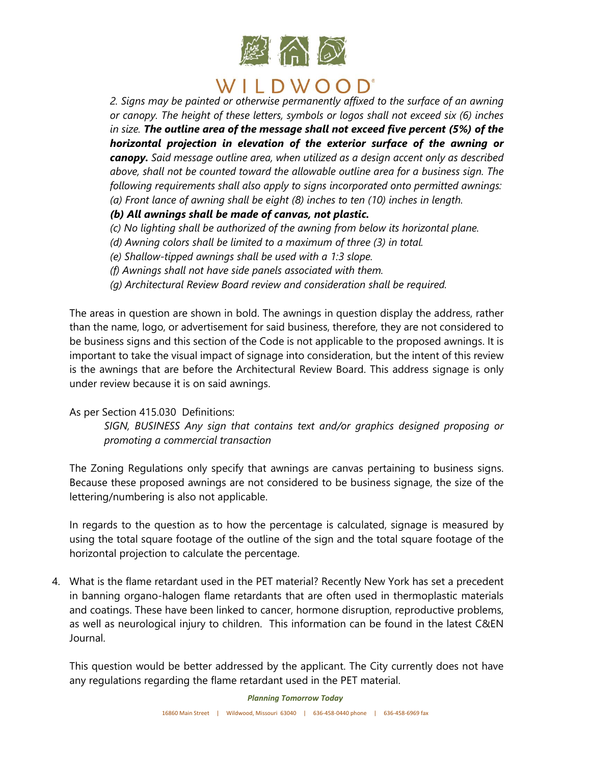*2. Signs may be painted or otherwise permanently affixed to the surface of an awning or canopy. The height of these letters, symbols or logos shall not exceed six (6) inches in size.* ***The outline area of the message shall not exceed five percent (5%) of the horizontal projection in elevation of the exterior surface of the awning or canopy.*** *Said message outline area, when utilized as a design accent only as described above, shall not be counted toward the allowable outline area for a business sign. The following requirements shall also apply to signs incorporated onto permitted awnings:*

*(a) Front lance of awning shall be eight (8) inches to ten (10) inches in length.*

***(b) All awnings shall be made of canvas, not plastic.***

*(c) No lighting shall be authorized of the awning from below its horizontal plane.*

*(d) Awning colors shall be limited to a maximum of three (3) in total.*

*(e) Shallow-tipped awnings shall be used with a 1:3 slope.*

*(f) Awnings shall not have side panels associated with them.*

*(g) Architectural Review Board review and consideration shall be required.*

The areas in question are shown in bold. The awnings in question display the address, rather than the name, logo, or advertisement for said business, therefore, they are not considered to be business signs and this section of the Code is not applicable to the proposed awnings. It is important to take the visual impact of signage into consideration, but the intent of this review is the awnings that are before the Architectural Review Board. This address signage is only under review because it is on said awnings.

As per Section 415.030 Definitions:

*SIGN, BUSINESS Any sign that contains text and/or graphics designed proposing or promoting a commercial transaction*

The Zoning Regulations only specify that awnings are canvas pertaining to business signs. Because these proposed awnings are not considered to be business signage, the size of the lettering/numbering is also not applicable.

In regards to the question as to how the percentage is calculated, signage is measured by using the total square footage of the outline of the sign and the total square footage of the horizontal projection to calculate the percentage.

4. What is the flame retardant used in the PET material? Recently New York has set a precedent in banning organo-halogen flame retardants that are often used in thermoplastic materials and coatings. These have been linked to cancer, hormone disruption, reproductive problems, as well as neurological injury to children. This information can be found in the latest C&EN Journal.

   This question would be better addressed by the applicant. The City currently does not have any regulations regarding the flame retardant used in the PET material.